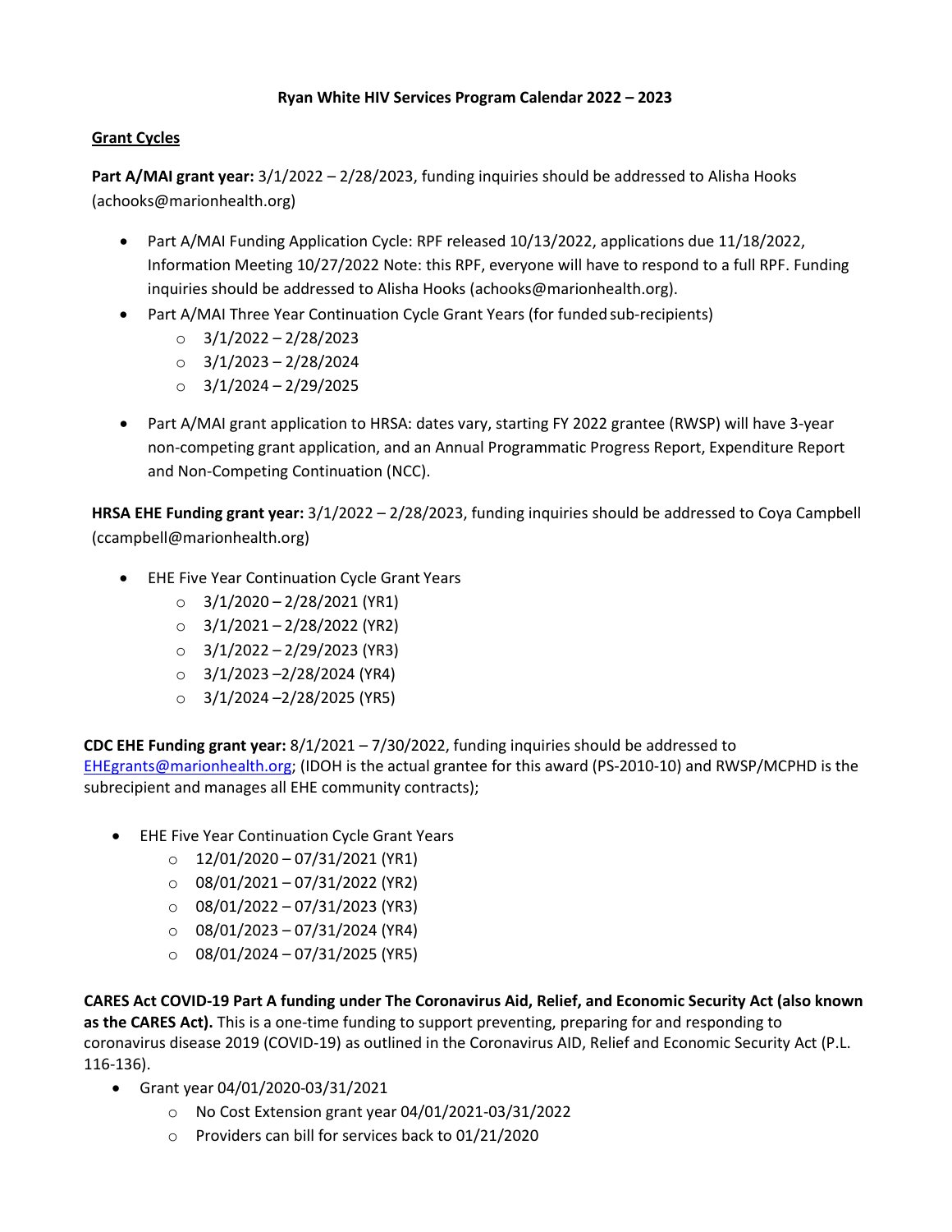**Ryan White HIV Services Program Calendar 2022 – 2023**

**Grant Cycles**

**Part A/MAI grant year:** 3/1/2022 – 2/28/2023, funding inquiries should be addressed to Alisha Hooks (achooks@marionhealth.org)

- Part A/MAI Funding Application Cycle: RPF released 10/13/2022, applications due 11/18/2022, Information Meeting 10/27/2022 Note: this RPF, everyone will have to respond to a full RPF. Funding inquiries should be addressed to Alisha Hooks (achooks@marionhealth.org).
- Part A/MAI Three Year Continuation Cycle Grant Years (for funded sub-recipients)
  - 3/1/2022 – 2/28/2023
  - 3/1/2023 – 2/28/2024
  - 3/1/2024 – 2/29/2025
- Part A/MAI grant application to HRSA: dates vary, starting FY 2022 grantee (RWSP) will have 3-year non-competing grant application, and an Annual Programmatic Progress Report, Expenditure Report and Non-Competing Continuation (NCC).

**HRSA EHE Funding grant year:** 3/1/2022 – 2/28/2023, funding inquiries should be addressed to Coya Campbell (ccampbell@marionhealth.org)

- EHE Five Year Continuation Cycle Grant Years
  - 3/1/2020 – 2/28/2021 (YR1)
  - 3/1/2021 – 2/28/2022 (YR2)
  - 3/1/2022 – 2/29/2023 (YR3)
  - 3/1/2023 –2/28/2024 (YR4)
  - 3/1/2024 –2/28/2025 (YR5)

**CDC EHE Funding grant year:** 8/1/2021 – 7/30/2022, funding inquiries should be addressed to EHEgrants@marionhealth.org; (IDOH is the actual grantee for this award (PS-2010-10) and RWSP/MCPHD is the subrecipient and manages all EHE community contracts);

- EHE Five Year Continuation Cycle Grant Years
  - 12/01/2020 – 07/31/2021 (YR1)
  - 08/01/2021 – 07/31/2022 (YR2)
  - 08/01/2022 – 07/31/2023 (YR3)
  - 08/01/2023 – 07/31/2024 (YR4)
  - 08/01/2024 – 07/31/2025 (YR5)

**CARES Act COVID-19 Part A funding under The Coronavirus Aid, Relief, and Economic Security Act (also known as the CARES Act).** This is a one-time funding to support preventing, preparing for and responding to coronavirus disease 2019 (COVID-19) as outlined in the Coronavirus AID, Relief and Economic Security Act (P.L. 116-136).

- Grant year 04/01/2020-03/31/2021
  - No Cost Extension grant year 04/01/2021-03/31/2022
  - Providers can bill for services back to 01/21/2020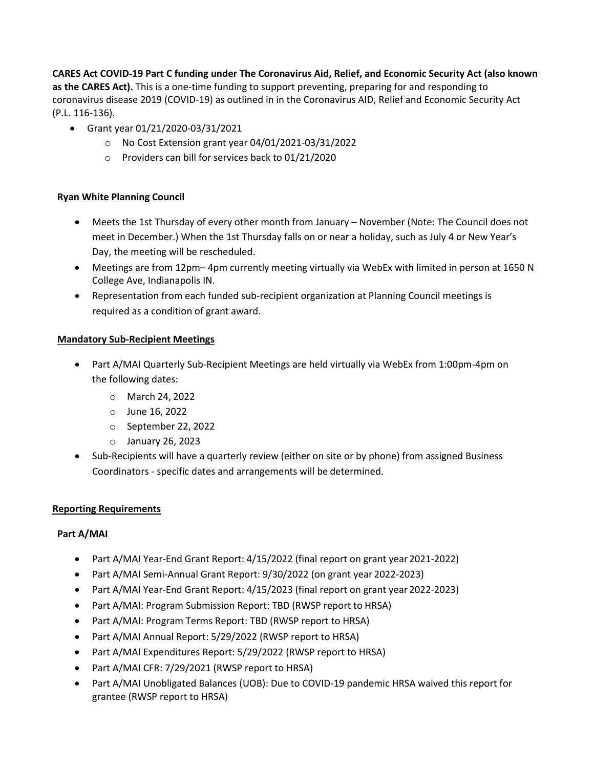**CARES Act COVID-19 Part C funding under The Coronavirus Aid, Relief, and Economic Security Act (also known as the CARES Act).** This is a one-time funding to support preventing, preparing for and responding to coronavirus disease 2019 (COVID-19) as outlined in in the Coronavirus AID, Relief and Economic Security Act (P.L. 116-136).

- Grant year 01/21/2020-03/31/2021
    - No Cost Extension grant year 04/01/2021-03/31/2022
    - Providers can bill for services back to 01/21/2020

## Ryan White Planning Council

- Meets the 1st Thursday of every other month from January – November (Note: The Council does not meet in December.) When the 1st Thursday falls on or near a holiday, such as July 4 or New Year's Day, the meeting will be rescheduled.
- Meetings are from 12pm– 4pm currently meeting virtually via WebEx with limited in person at 1650 N College Ave, Indianapolis IN.
- Representation from each funded sub-recipient organization at Planning Council meetings is required as a condition of grant award.

## Mandatory Sub-Recipient Meetings

- Part A/MAI Quarterly Sub-Recipient Meetings are held virtually via WebEx from 1:00pm-4pm on the following dates:
    - March 24, 2022
    - June 16, 2022
    - September 22, 2022
    - January 26, 2023
- Sub-Recipients will have a quarterly review (either on site or by phone) from assigned Business Coordinators - specific dates and arrangements will be determined.

## Reporting Requirements

### Part A/MAI

- Part A/MAI Year-End Grant Report: 4/15/2022 (final report on grant year 2021-2022)
- Part A/MAI Semi-Annual Grant Report: 9/30/2022 (on grant year 2022-2023)
- Part A/MAI Year-End Grant Report: 4/15/2023 (final report on grant year 2022-2023)
- Part A/MAI: Program Submission Report: TBD (RWSP report to HRSA)
- Part A/MAI: Program Terms Report: TBD (RWSP report to HRSA)
- Part A/MAI Annual Report: 5/29/2022 (RWSP report to HRSA)
- Part A/MAI Expenditures Report: 5/29/2022 (RWSP report to HRSA)
- Part A/MAI CFR: 7/29/2021 (RWSP report to HRSA)
- Part A/MAI Unobligated Balances (UOB): Due to COVID-19 pandemic HRSA waived this report for grantee (RWSP report to HRSA)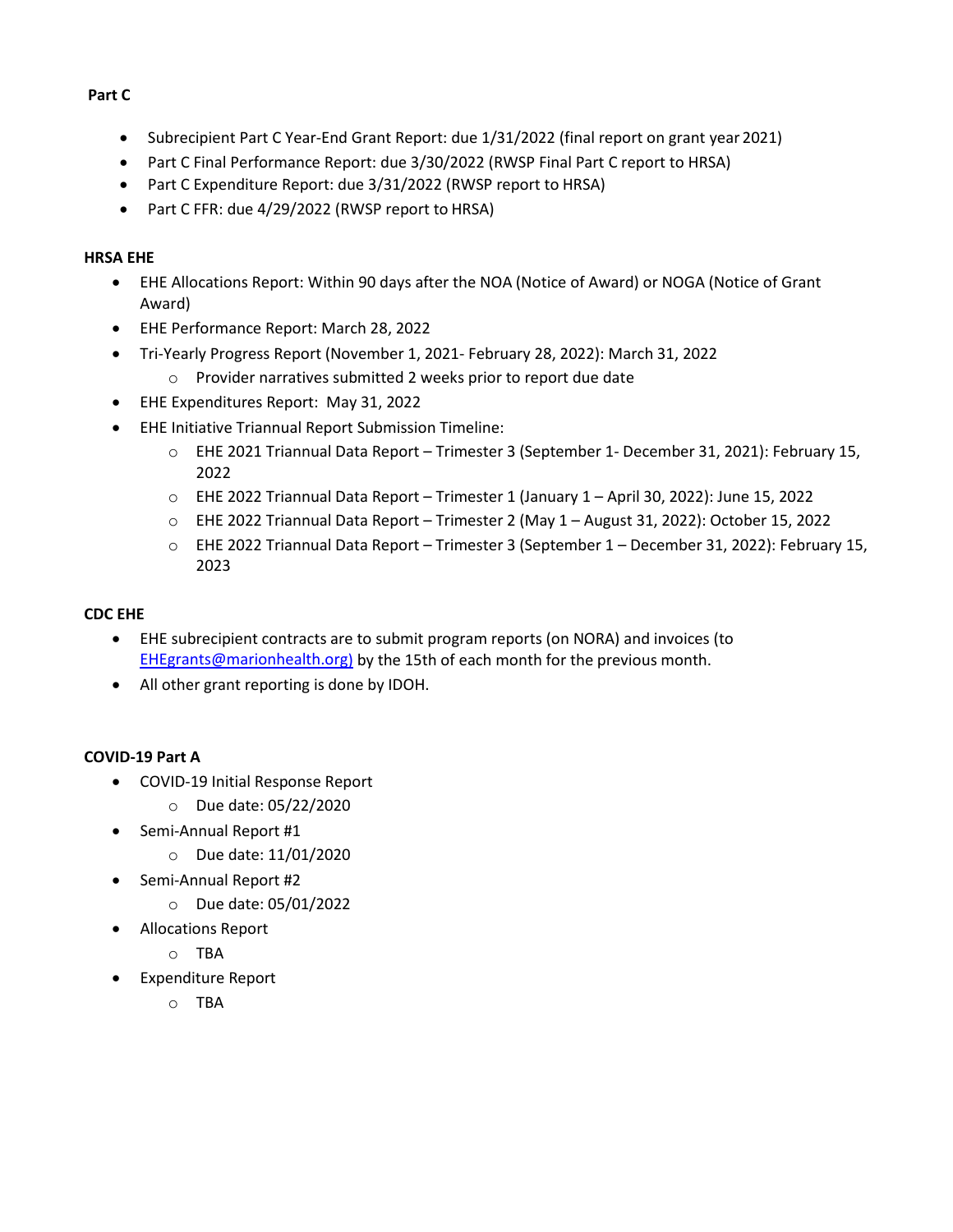**Part C**

- Subrecipient Part C Year-End Grant Report: due 1/31/2022 (final report on grant year 2021)
- Part C Final Performance Report: due 3/30/2022 (RWSP Final Part C report to HRSA)
- Part C Expenditure Report: due 3/31/2022 (RWSP report to HRSA)
- Part C FFR: due 4/29/2022 (RWSP report to HRSA)

**HRSA EHE**

- EHE Allocations Report: Within 90 days after the NOA (Notice of Award) or NOGA (Notice of Grant Award)
- EHE Performance Report: March 28, 2022
- Tri-Yearly Progress Report (November 1, 2021- February 28, 2022): March 31, 2022
  - Provider narratives submitted 2 weeks prior to report due date
- EHE Expenditures Report: May 31, 2022
- EHE Initiative Triannual Report Submission Timeline:
  - EHE 2021 Triannual Data Report – Trimester 3 (September 1- December 31, 2021): February 15, 2022
  - EHE 2022 Triannual Data Report – Trimester 1 (January 1 – April 30, 2022): June 15, 2022
  - EHE 2022 Triannual Data Report – Trimester 2 (May 1 – August 31, 2022): October 15, 2022
  - EHE 2022 Triannual Data Report – Trimester 3 (September 1 – December 31, 2022): February 15, 2023

**CDC EHE**

- EHE subrecipient contracts are to submit program reports (on NORA) and invoices (to EHEgrants@marionhealth.org) by the 15th of each month for the previous month.
- All other grant reporting is done by IDOH.

**COVID-19 Part A**

- COVID-19 Initial Response Report
  - Due date: 05/22/2020
- Semi-Annual Report #1
  - Due date: 11/01/2020
- Semi-Annual Report #2
  - Due date: 05/01/2022
- Allocations Report
  - TBA
- Expenditure Report
  - TBA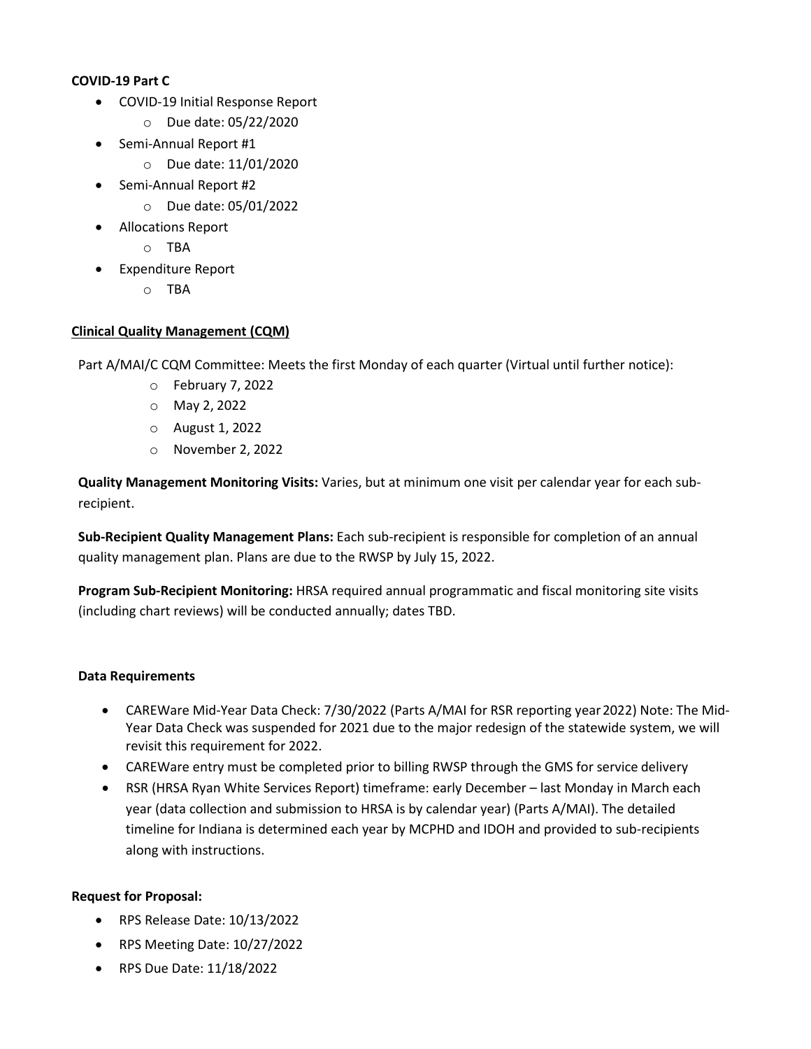**COVID-19 Part C**

- COVID-19 Initial Response Report
  - Due date: 05/22/2020
- Semi-Annual Report #1
  - Due date: 11/01/2020
- Semi-Annual Report #2
  - Due date: 05/01/2022
- Allocations Report
  - TBA
- Expenditure Report
  - TBA

**Clinical Quality Management (CQM)**

Part A/MAI/C CQM Committee: Meets the first Monday of each quarter (Virtual until further notice):

- February 7, 2022
- May 2, 2022
- August 1, 2022
- November 2, 2022

**Quality Management Monitoring Visits:** Varies, but at minimum one visit per calendar year for each sub-recipient.

**Sub-Recipient Quality Management Plans:** Each sub-recipient is responsible for completion of an annual quality management plan. Plans are due to the RWSP by July 15, 2022.

**Program Sub-Recipient Monitoring:** HRSA required annual programmatic and fiscal monitoring site visits (including chart reviews) will be conducted annually; dates TBD.

**Data Requirements**

- CAREWare Mid-Year Data Check: 7/30/2022 (Parts A/MAI for RSR reporting year 2022) Note: The Mid-Year Data Check was suspended for 2021 due to the major redesign of the statewide system, we will revisit this requirement for 2022.
- CAREWare entry must be completed prior to billing RWSP through the GMS for service delivery
- RSR (HRSA Ryan White Services Report) timeframe: early December – last Monday in March each year (data collection and submission to HRSA is by calendar year) (Parts A/MAI). The detailed timeline for Indiana is determined each year by MCPHD and IDOH and provided to sub-recipients along with instructions.

**Request for Proposal:**

- RPS Release Date: 10/13/2022
- RPS Meeting Date: 10/27/2022
- RPS Due Date: 11/18/2022